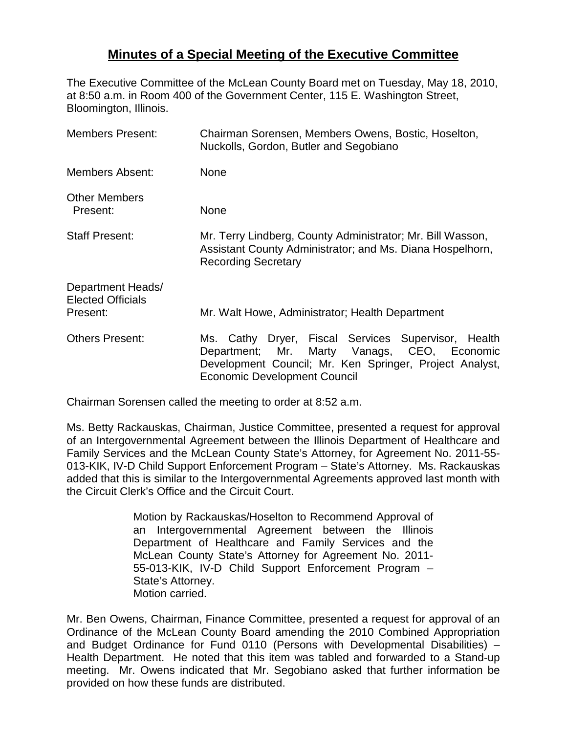# Minutes of a Special Meeting of the Executive Committee

The Executive Committee of the McLean County Board met on Tuesday, May 18, 2010, at 8:50 a.m. in Room 400 of the Government Center, 115 E. Washington Street, Bloomington, Illinois.

| | |
|---|---|
| Members Present: | Chairman Sorensen, Members Owens, Bostic, Hoselton, Nuckolls, Gordon, Butler and Segobiano |
| Members Absent: | None |
| Other Members Present: | None |
| Staff Present: | Mr. Terry Lindberg, County Administrator; Mr. Bill Wasson, Assistant County Administrator; and Ms. Diana Hospelhorn, Recording Secretary |
| Department Heads/ Elected Officials Present: | Mr. Walt Howe, Administrator; Health Department |
| Others Present: | Ms. Cathy Dryer, Fiscal Services Supervisor, Health Department; Mr. Marty Vanags, CEO, Economic Development Council; Mr. Ken Springer, Project Analyst, Economic Development Council |

Chairman Sorensen called the meeting to order at 8:52 a.m.

Ms. Betty Rackauskas, Chairman, Justice Committee, presented a request for approval of an Intergovernmental Agreement between the Illinois Department of Healthcare and Family Services and the McLean County State's Attorney, for Agreement No. 2011-55-013-KIK, IV-D Child Support Enforcement Program – State's Attorney. Ms. Rackauskas added that this is similar to the Intergovernmental Agreements approved last month with the Circuit Clerk's Office and the Circuit Court.

> Motion by Rackauskas/Hoselton to Recommend Approval of an Intergovernmental Agreement between the Illinois Department of Healthcare and Family Services and the McLean County State's Attorney for Agreement No. 2011-55-013-KIK, IV-D Child Support Enforcement Program – State's Attorney.
> Motion carried.

Mr. Ben Owens, Chairman, Finance Committee, presented a request for approval of an Ordinance of the McLean County Board amending the 2010 Combined Appropriation and Budget Ordinance for Fund 0110 (Persons with Developmental Disabilities) – Health Department. He noted that this item was tabled and forwarded to a Stand-up meeting. Mr. Owens indicated that Mr. Segobiano asked that further information be provided on how these funds are distributed.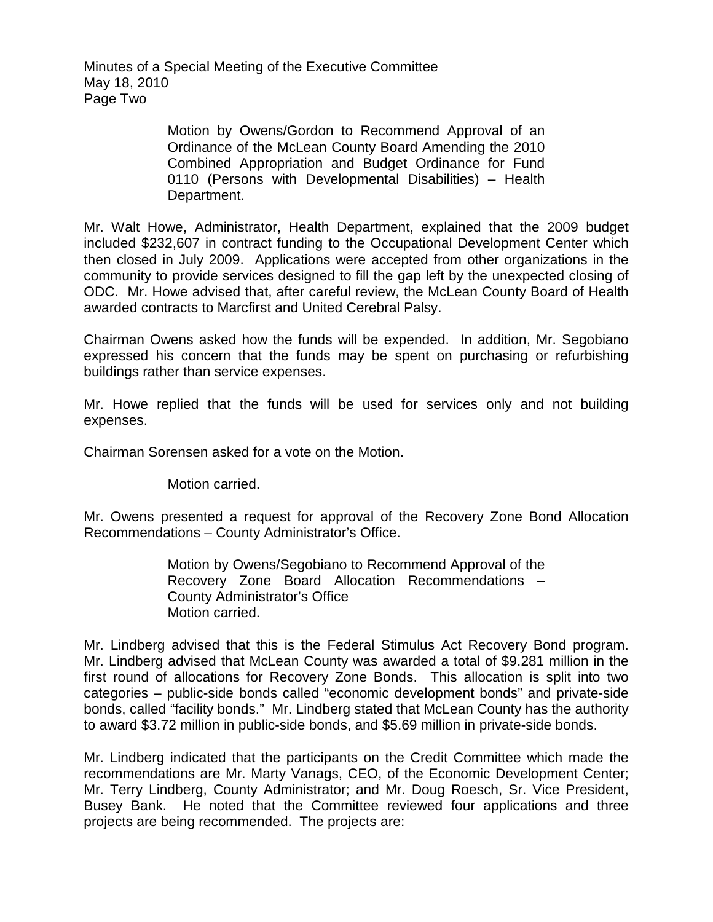Motion by Owens/Gordon to Recommend Approval of an Ordinance of the McLean County Board Amending the 2010 Combined Appropriation and Budget Ordinance for Fund 0110 (Persons with Developmental Disabilities) – Health Department.

Mr. Walt Howe, Administrator, Health Department, explained that the 2009 budget included $232,607 in contract funding to the Occupational Development Center which then closed in July 2009. Applications were accepted from other organizations in the community to provide services designed to fill the gap left by the unexpected closing of ODC. Mr. Howe advised that, after careful review, the McLean County Board of Health awarded contracts to Marcfirst and United Cerebral Palsy.

Chairman Owens asked how the funds will be expended. In addition, Mr. Segobiano expressed his concern that the funds may be spent on purchasing or refurbishing buildings rather than service expenses.

Mr. Howe replied that the funds will be used for services only and not building expenses.

Chairman Sorensen asked for a vote on the Motion.

Motion carried.

Mr. Owens presented a request for approval of the Recovery Zone Bond Allocation Recommendations – County Administrator's Office.

Motion by Owens/Segobiano to Recommend Approval of the Recovery Zone Board Allocation Recommendations – County Administrator's Office
Motion carried.

Mr. Lindberg advised that this is the Federal Stimulus Act Recovery Bond program. Mr. Lindberg advised that McLean County was awarded a total of $9.281 million in the first round of allocations for Recovery Zone Bonds. This allocation is split into two categories – public-side bonds called "economic development bonds" and private-side bonds, called "facility bonds." Mr. Lindberg stated that McLean County has the authority to award $3.72 million in public-side bonds, and $5.69 million in private-side bonds.

Mr. Lindberg indicated that the participants on the Credit Committee which made the recommendations are Mr. Marty Vanags, CEO, of the Economic Development Center; Mr. Terry Lindberg, County Administrator; and Mr. Doug Roesch, Sr. Vice President, Busey Bank. He noted that the Committee reviewed four applications and three projects are being recommended. The projects are: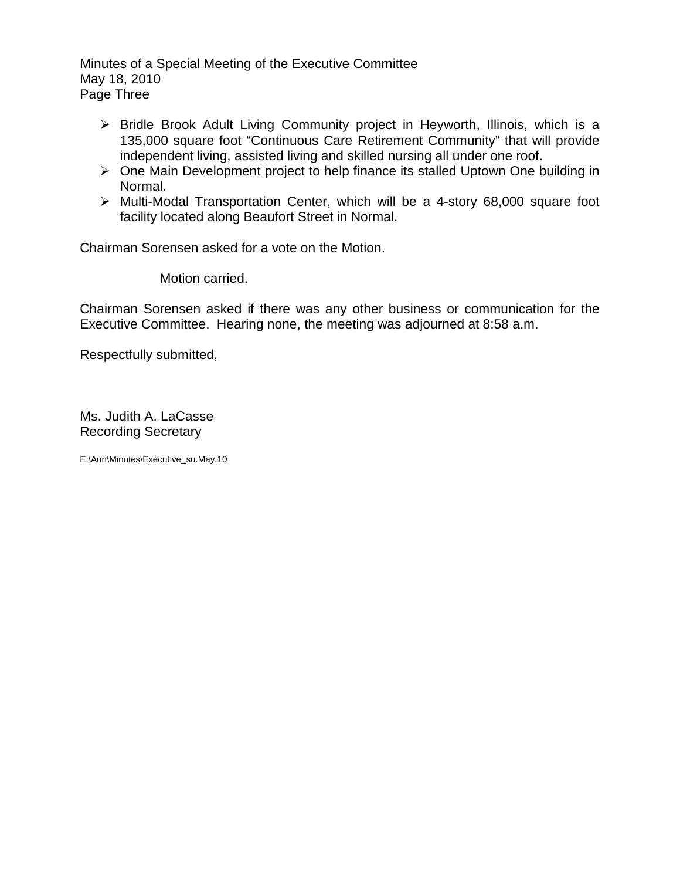- Bridle Brook Adult Living Community project in Heyworth, Illinois, which is a 135,000 square foot "Continuous Care Retirement Community" that will provide independent living, assisted living and skilled nursing all under one roof.
- One Main Development project to help finance its stalled Uptown One building in Normal.
- Multi-Modal Transportation Center, which will be a 4-story 68,000 square foot facility located along Beaufort Street in Normal.

Chairman Sorensen asked for a vote on the Motion.

Motion carried.

Chairman Sorensen asked if there was any other business or communication for the Executive Committee. Hearing none, the meeting was adjourned at 8:58 a.m.

Respectfully submitted,

Ms. Judith A. LaCasse
Recording Secretary

E:\Ann\Minutes\Executive_su.May.10